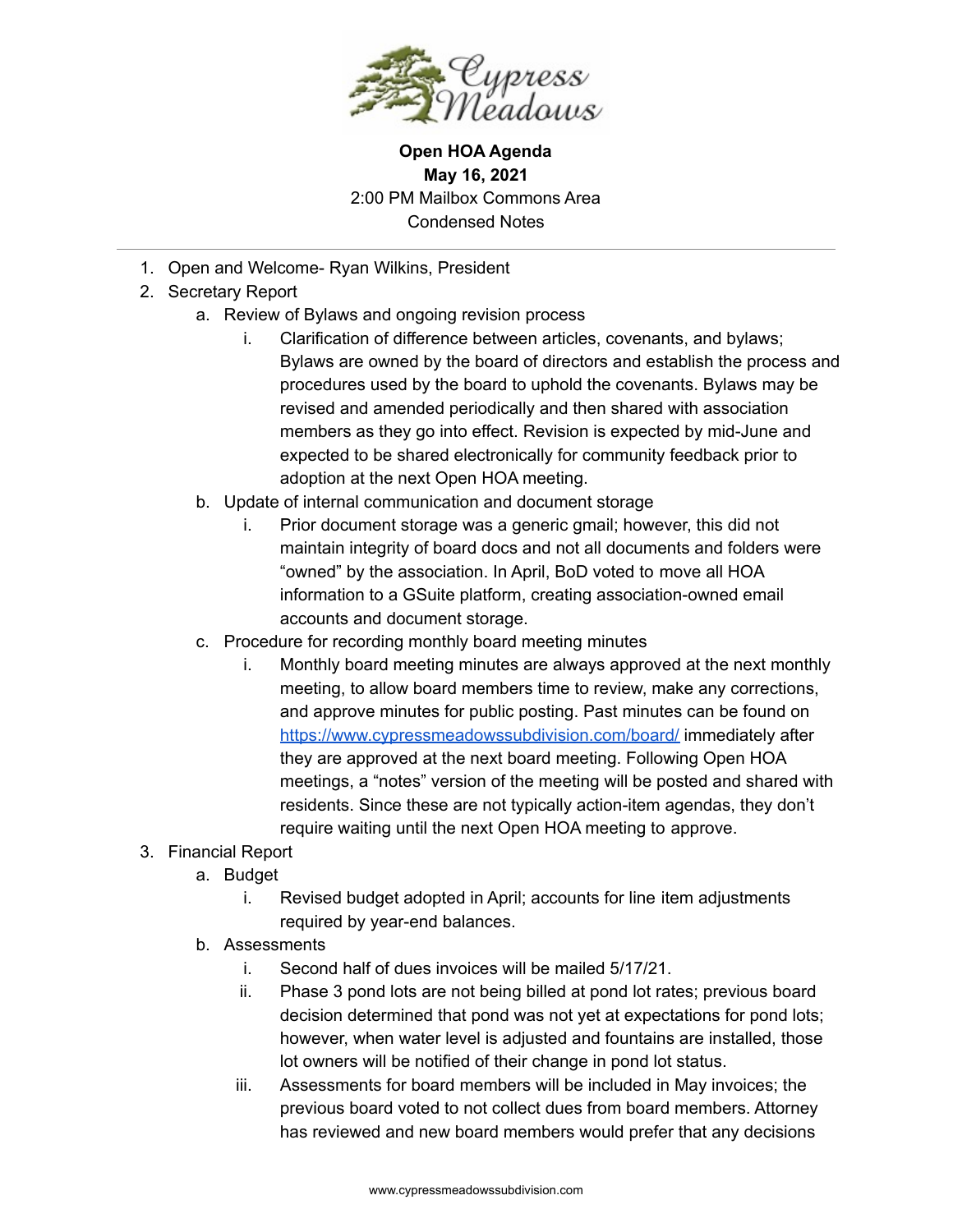**Open HOA Agenda**
**May 16, 2021**
2:00 PM Mailbox Commons Area
Condensed Notes

---

1. Open and Welcome- Ryan Wilkins, President
2. Secretary Report
    a. Review of Bylaws and ongoing revision process
        i. Clarification of difference between articles, covenants, and bylaws; Bylaws are owned by the board of directors and establish the process and procedures used by the board to uphold the covenants. Bylaws may be revised and amended periodically and then shared with association members as they go into effect. Revision is expected by mid-June and expected to be shared electronically for community feedback prior to adoption at the next Open HOA meeting.
    b. Update of internal communication and document storage
        i. Prior document storage was a generic gmail; however, this did not maintain integrity of board docs and not all documents and folders were "owned" by the association. In April, BoD voted to move all HOA information to a GSuite platform, creating association-owned email accounts and document storage.
    c. Procedure for recording monthly board meeting minutes
        i. Monthly board meeting minutes are always approved at the next monthly meeting, to allow board members time to review, make any corrections, and approve minutes for public posting. Past minutes can be found on https://www.cypressmeadowssubdivision.com/board/ immediately after they are approved at the next board meeting. Following Open HOA meetings, a "notes" version of the meeting will be posted and shared with residents. Since these are not typically action-item agendas, they don't require waiting until the next Open HOA meeting to approve.
3. Financial Report
    a. Budget
        i. Revised budget adopted in April; accounts for line item adjustments required by year-end balances.
    b. Assessments
        i. Second half of dues invoices will be mailed 5/17/21.
        ii. Phase 3 pond lots are not being billed at pond lot rates; previous board decision determined that pond was not yet at expectations for pond lots; however, when water level is adjusted and fountains are installed, those lot owners will be notified of their change in pond lot status.
        iii. Assessments for board members will be included in May invoices; the previous board voted to not collect dues from board members. Attorney has reviewed and new board members would prefer that any decisions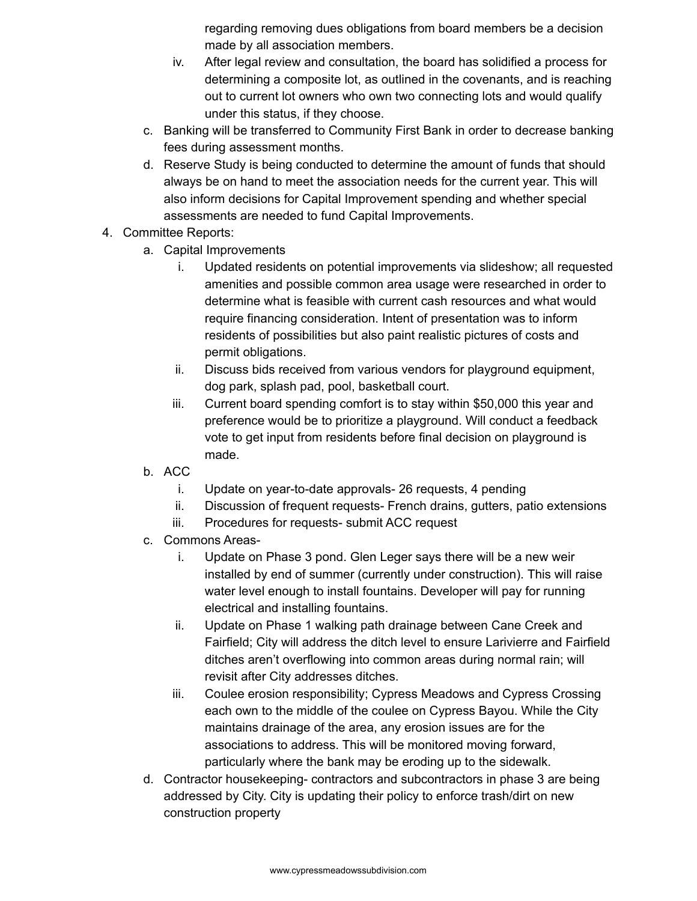regarding removing dues obligations from board members be a decision made by all association members.

   iv. After legal review and consultation, the board has solidified a process for determining a composite lot, as outlined in the covenants, and is reaching out to current lot owners who own two connecting lots and would qualify under this status, if they choose.

c. Banking will be transferred to Community First Bank in order to decrease banking fees during assessment months.

d. Reserve Study is being conducted to determine the amount of funds that should always be on hand to meet the association needs for the current year. This will also inform decisions for Capital Improvement spending and whether special assessments are needed to fund Capital Improvements.

4. Committee Reports:
   a. Capital Improvements
      i. Updated residents on potential improvements via slideshow; all requested amenities and possible common area usage were researched in order to determine what is feasible with current cash resources and what would require financing consideration. Intent of presentation was to inform residents of possibilities but also paint realistic pictures of costs and permit obligations.
      ii. Discuss bids received from various vendors for playground equipment, dog park, splash pad, pool, basketball court.
      iii. Current board spending comfort is to stay within $50,000 this year and preference would be to prioritize a playground. Will conduct a feedback vote to get input from residents before final decision on playground is made.
   b. ACC
      i. Update on year-to-date approvals- 26 requests, 4 pending
      ii. Discussion of frequent requests- French drains, gutters, patio extensions
      iii. Procedures for requests- submit ACC request
   c. Commons Areas-
      i. Update on Phase 3 pond. Glen Leger says there will be a new weir installed by end of summer (currently under construction). This will raise water level enough to install fountains. Developer will pay for running electrical and installing fountains.
      ii. Update on Phase 1 walking path drainage between Cane Creek and Fairfield; City will address the ditch level to ensure Larivierre and Fairfield ditches aren't overflowing into common areas during normal rain; will revisit after City addresses ditches.
      iii. Coulee erosion responsibility; Cypress Meadows and Cypress Crossing each own to the middle of the coulee on Cypress Bayou. While the City maintains drainage of the area, any erosion issues are for the associations to address. This will be monitored moving forward, particularly where the bank may be eroding up to the sidewalk.
   d. Contractor housekeeping- contractors and subcontractors in phase 3 are being addressed by City. City is updating their policy to enforce trash/dirt on new construction property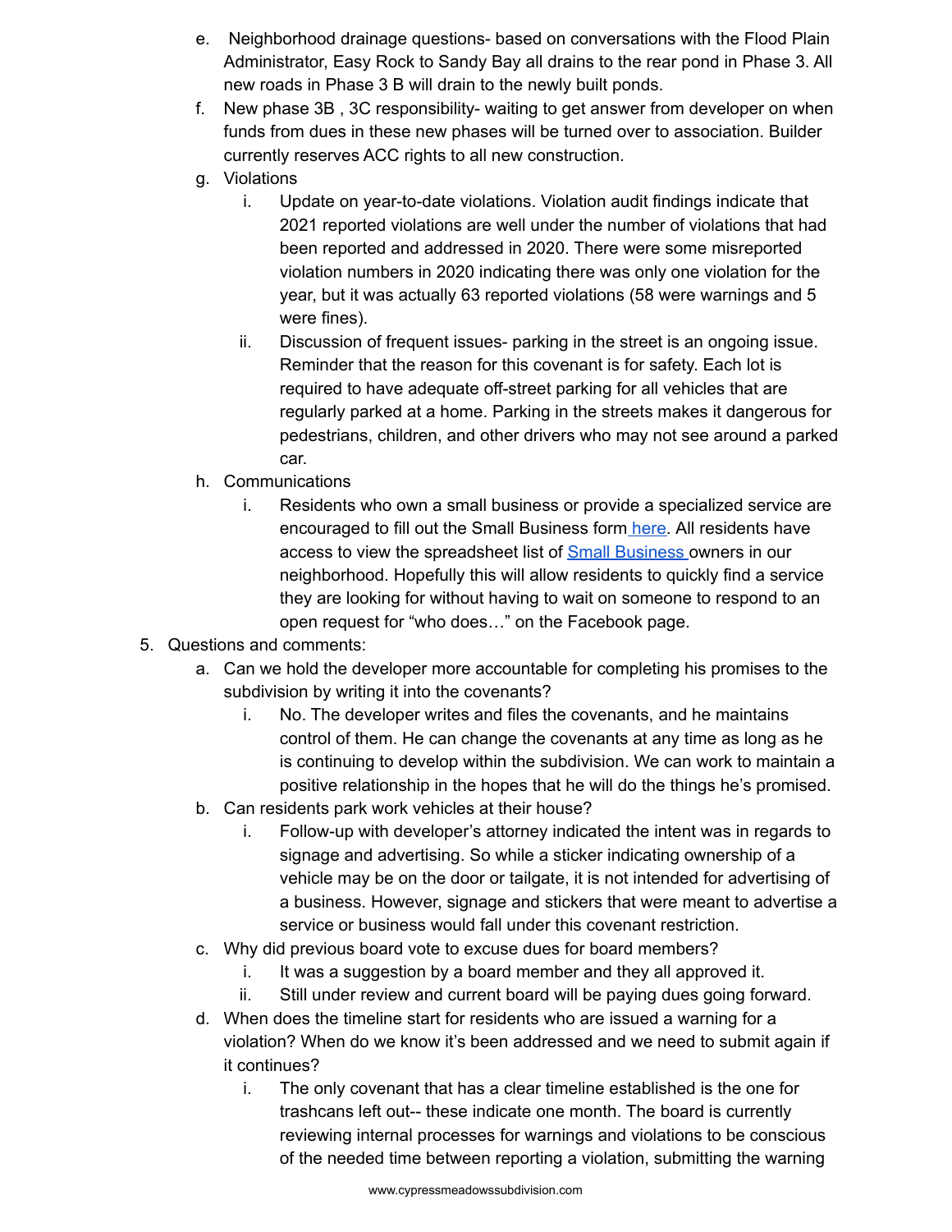e. Neighborhood drainage questions- based on conversations with the Flood Plain Administrator, Easy Rock to Sandy Bay all drains to the rear pond in Phase 3. All new roads in Phase 3 B will drain to the newly built ponds.
  f. New phase 3B , 3C responsibility- waiting to get answer from developer on when funds from dues in these new phases will be turned over to association. Builder currently reserves ACC rights to all new construction.
  g. Violations
     i. Update on year-to-date violations. Violation audit findings indicate that 2021 reported violations are well under the number of violations that had been reported and addressed in 2020. There were some misreported violation numbers in 2020 indicating there was only one violation for the year, but it was actually 63 reported violations (58 were warnings and 5 were fines).
     ii. Discussion of frequent issues- parking in the street is an ongoing issue. Reminder that the reason for this covenant is for safety. Each lot is required to have adequate off-street parking for all vehicles that are regularly parked at a home. Parking in the streets makes it dangerous for pedestrians, children, and other drivers who may not see around a parked car.
  h. Communications
     i. Residents who own a small business or provide a specialized service are encouraged to fill out the Small Business form here. All residents have access to view the spreadsheet list of Small Business owners in our neighborhood. Hopefully this will allow residents to quickly find a service they are looking for without having to wait on someone to respond to an open request for "who does…" on the Facebook page.

5. Questions and comments:
  a. Can we hold the developer more accountable for completing his promises to the subdivision by writing it into the covenants?
     i. No. The developer writes and files the covenants, and he maintains control of them. He can change the covenants at any time as long as he is continuing to develop within the subdivision. We can work to maintain a positive relationship in the hopes that he will do the things he's promised.
  b. Can residents park work vehicles at their house?
     i. Follow-up with developer's attorney indicated the intent was in regards to signage and advertising. So while a sticker indicating ownership of a vehicle may be on the door or tailgate, it is not intended for advertising of a business. However, signage and stickers that were meant to advertise a service or business would fall under this covenant restriction.
  c. Why did previous board vote to excuse dues for board members?
     i. It was a suggestion by a board member and they all approved it.
     ii. Still under review and current board will be paying dues going forward.
  d. When does the timeline start for residents who are issued a warning for a violation? When do we know it's been addressed and we need to submit again if it continues?
     i. The only covenant that has a clear timeline established is the one for trashcans left out-- these indicate one month. The board is currently reviewing internal processes for warnings and violations to be conscious of the needed time between reporting a violation, submitting the warning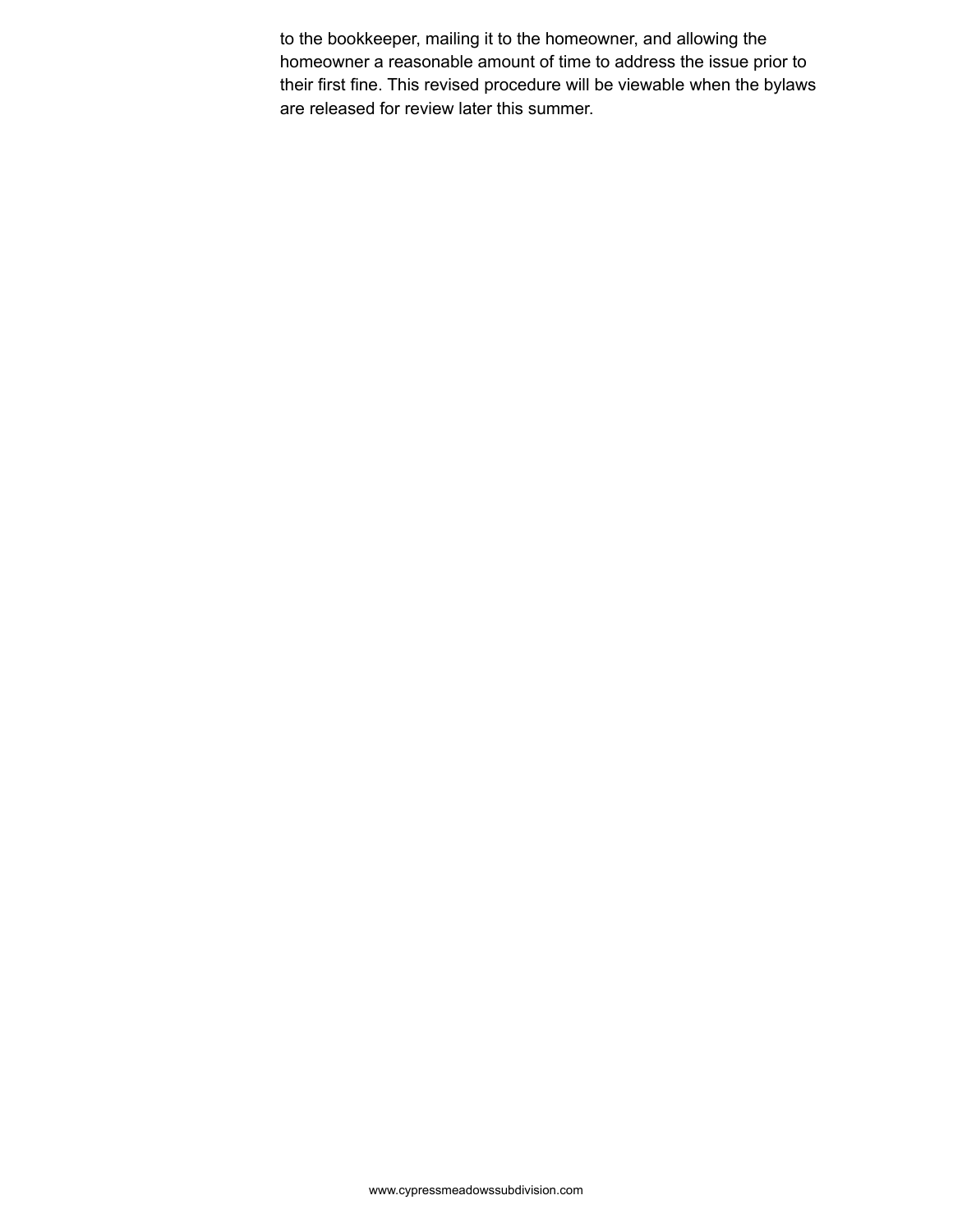to the bookkeeper, mailing it to the homeowner, and allowing the homeowner a reasonable amount of time to address the issue prior to their first fine. This revised procedure will be viewable when the bylaws are released for review later this summer.